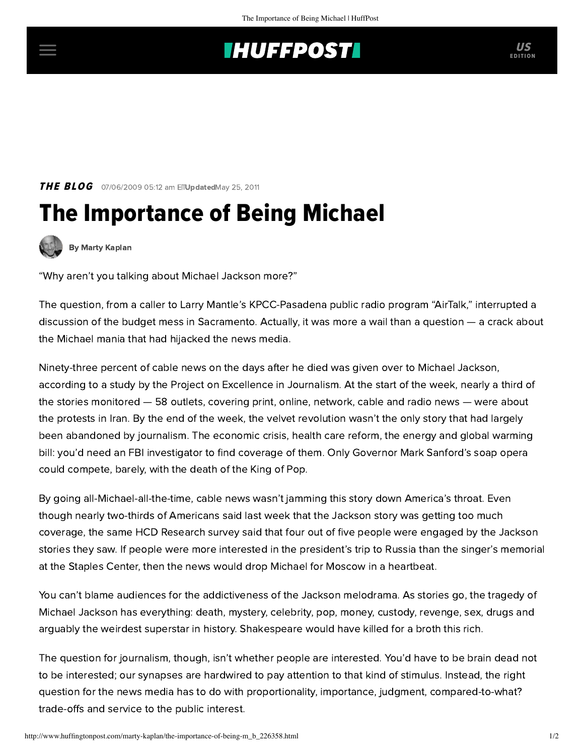**THE BLOG** 07/06/2009 05:12 am ET **Updated** May 25, 2011

# The Importance of Being Michael

By Marty Kaplan

"Why aren't you talking about Michael Jackson more?"

The question, from a caller to Larry Mantle's KPCC-Pasadena public radio program "AirTalk," interrupted a discussion of the budget mess in Sacramento. Actually, it was more a wail than a question — a crack about the Michael mania that had hijacked the news media.

Ninety-three percent of cable news on the days after he died was given over to Michael Jackson, according to a study by the Project on Excellence in Journalism. At the start of the week, nearly a third of the stories monitored — 58 outlets, covering print, online, network, cable and radio news — were about the protests in Iran. By the end of the week, the velvet revolution wasn't the only story that had largely been abandoned by journalism. The economic crisis, health care reform, the energy and global warming bill: you'd need an FBI investigator to find coverage of them. Only Governor Mark Sanford's soap opera could compete, barely, with the death of the King of Pop.

By going all-Michael-all-the-time, cable news wasn't jamming this story down America's throat. Even though nearly two-thirds of Americans said last week that the Jackson story was getting too much coverage, the same HCD Research survey said that four out of five people were engaged by the Jackson stories they saw. If people were more interested in the president's trip to Russia than the singer's memorial at the Staples Center, then the news would drop Michael for Moscow in a heartbeat.

You can't blame audiences for the addictiveness of the Jackson melodrama. As stories go, the tragedy of Michael Jackson has everything: death, mystery, celebrity, pop, money, custody, revenge, sex, drugs and arguably the weirdest superstar in history. Shakespeare would have killed for a broth this rich.

The question for journalism, though, isn't whether people are interested. You'd have to be brain dead not to be interested; our synapses are hardwired to pay attention to that kind of stimulus. Instead, the right question for the news media has to do with proportionality, importance, judgment, compared-to-what? trade-offs and service to the public interest.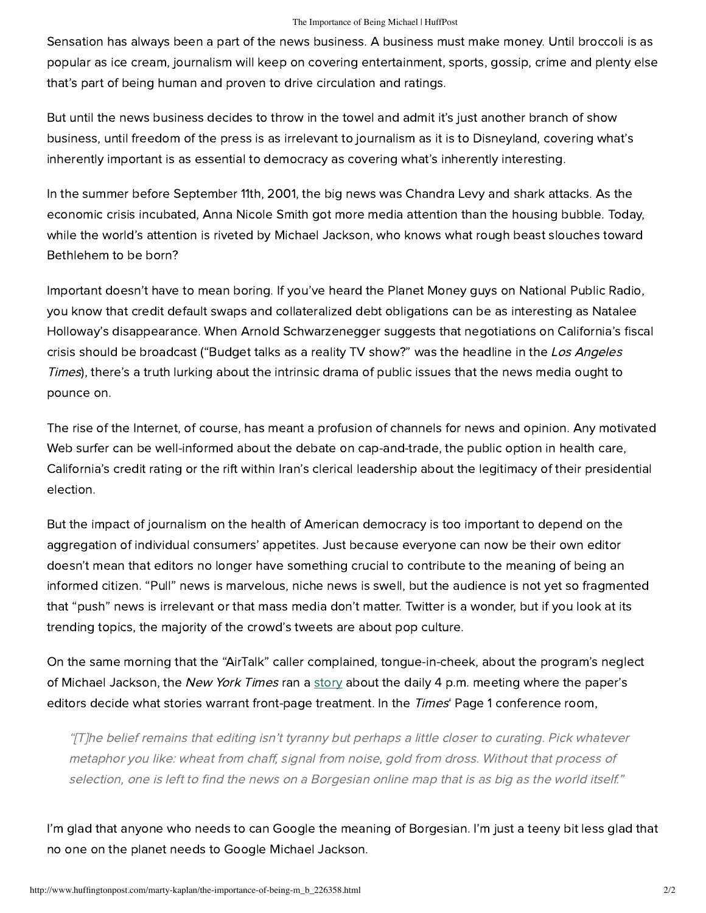Sensation has always been a part of the news business. A business must make money. Until broccoli is as popular as ice cream, journalism will keep on covering entertainment, sports, gossip, crime and plenty else that's part of being human and proven to drive circulation and ratings.

But until the news business decides to throw in the towel and admit it's just another branch of show business, until freedom of the press is as irrelevant to journalism as it is to Disneyland, covering what's inherently important is as essential to democracy as covering what's inherently interesting.

In the summer before September 11th, 2001, the big news was Chandra Levy and shark attacks. As the economic crisis incubated, Anna Nicole Smith got more media attention than the housing bubble. Today, while the world's attention is riveted by Michael Jackson, who knows what rough beast slouches toward Bethlehem to be born?

Important doesn't have to mean boring. If you've heard the Planet Money guys on National Public Radio, you know that credit default swaps and collateralized debt obligations can be as interesting as Natalee Holloway's disappearance. When Arnold Schwarzenegger suggests that negotiations on California's fiscal crisis should be broadcast ("Budget talks as a reality TV show?" was the headline in the *Los Angeles Times*), there's a truth lurking about the intrinsic drama of public issues that the news media ought to pounce on.

The rise of the Internet, of course, has meant a profusion of channels for news and opinion. Any motivated Web surfer can be well-informed about the debate on cap-and-trade, the public option in health care, California's credit rating or the rift within Iran's clerical leadership about the legitimacy of their presidential election.

But the impact of journalism on the health of American democracy is too important to depend on the aggregation of individual consumers' appetites. Just because everyone can now be their own editor doesn't mean that editors no longer have something crucial to contribute to the meaning of being an informed citizen. "Pull" news is marvelous, niche news is swell, but the audience is not yet so fragmented that "push" news is irrelevant or that mass media don't matter. Twitter is a wonder, but if you look at its trending topics, the majority of the crowd's tweets are about pop culture.

On the same morning that the "AirTalk" caller complained, tongue-in-cheek, about the program's neglect of Michael Jackson, the *New York Times* ran a story about the daily 4 p.m. meeting where the paper's editors decide what stories warrant front-page treatment. In the *Times*' Page 1 conference room,

> "[T]he belief remains that editing isn't tyranny but perhaps a little closer to curating. Pick whatever metaphor you like: wheat from chaff, signal from noise, gold from dross. Without that process of selection, one is left to find the news on a Borgesian online map that is as big as the world itself."

I'm glad that anyone who needs to can Google the meaning of Borgesian. I'm just a teeny bit less glad that no one on the planet needs to Google Michael Jackson.